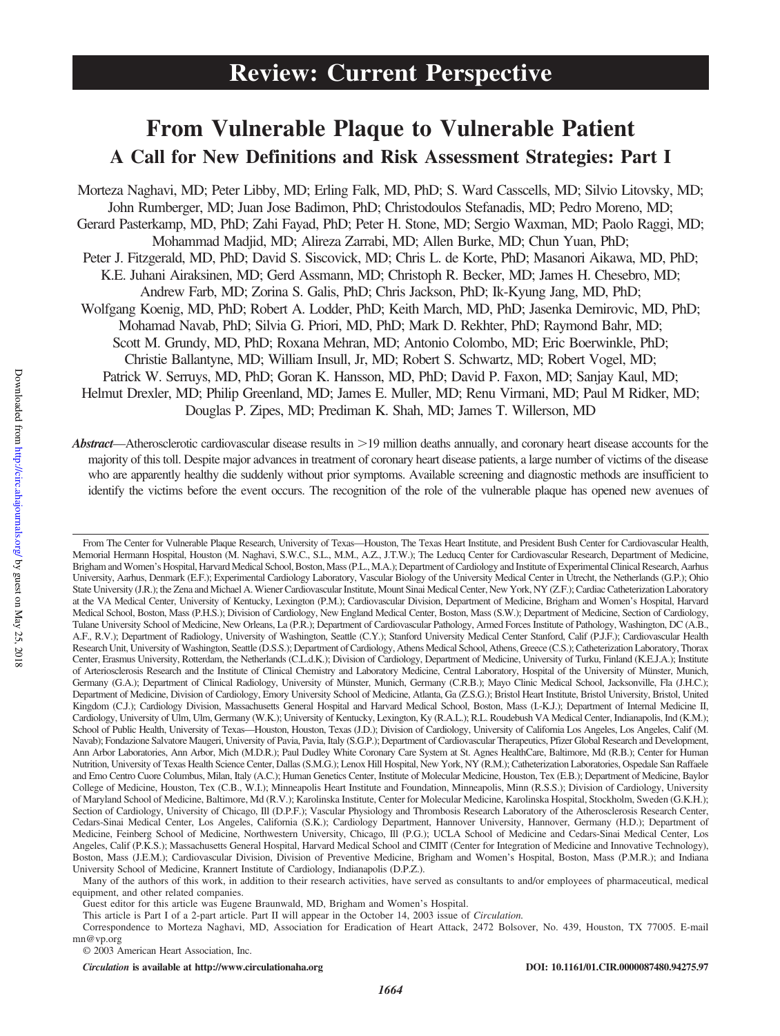Review: Current Perspective

# From Vulnerable Plaque to Vulnerable Patient

## A Call for New Definitions and Risk Assessment Strategies: Part I

Morteza Naghavi, MD; Peter Libby, MD; Erling Falk, MD, PhD; S. Ward Casscells, MD; Silvio Litovsky, MD; John Rumberger, MD; Juan Jose Badimon, PhD; Christodoulos Stefanadis, MD; Pedro Moreno, MD; Gerard Pasterkamp, MD, PhD; Zahi Fayad, PhD; Peter H. Stone, MD; Sergio Waxman, MD; Paolo Raggi, MD; Mohammad Madjid, MD; Alireza Zarrabi, MD; Allen Burke, MD; Chun Yuan, PhD; Peter J. Fitzgerald, MD, PhD; David S. Siscovick, MD; Chris L. de Korte, PhD; Masanori Aikawa, MD, PhD; K.E. Juhani Airaksinen, MD; Gerd Assmann, MD; Christoph R. Becker, MD; James H. Chesebro, MD; Andrew Farb, MD; Zorina S. Galis, PhD; Chris Jackson, PhD; Ik-Kyung Jang, MD, PhD; Wolfgang Koenig, MD, PhD; Robert A. Lodder, PhD; Keith March, MD, PhD; Jasenka Demirovic, MD, PhD; Mohamad Navab, PhD; Silvia G. Priori, MD, PhD; Mark D. Rekhter, PhD; Raymond Bahr, MD; Scott M. Grundy, MD, PhD; Roxana Mehran, MD; Antonio Colombo, MD; Eric Boerwinkle, PhD; Christie Ballantyne, MD; William Insull, Jr, MD; Robert S. Schwartz, MD; Robert Vogel, MD; Patrick W. Serruys, MD, PhD; Goran K. Hansson, MD, PhD; David P. Faxon, MD; Sanjay Kaul, MD; Helmut Drexler, MD; Philip Greenland, MD; James E. Muller, MD; Renu Virmani, MD; Paul M Ridker, MD; Douglas P. Zipes, MD; Prediman K. Shah, MD; James T. Willerson, MD

***Abstract***—Atherosclerotic cardiovascular disease results in >19 million deaths annually, and coronary heart disease accounts for the majority of this toll. Despite major advances in treatment of coronary heart disease patients, a large number of victims of the disease who are apparently healthy die suddenly without prior symptoms. Available screening and diagnostic methods are insufficient to identify the victims before the event occurs. The recognition of the role of the vulnerable plaque has opened new avenues of

---

From The Center for Vulnerable Plaque Research, University of Texas—Houston, The Texas Heart Institute, and President Bush Center for Cardiovascular Health, Memorial Hermann Hospital, Houston (M. Naghavi, S.W.C., S.L., M.M., A.Z., J.T.W.); The Leducq Center for Cardiovascular Research, Department of Medicine, Brigham and Women's Hospital, Harvard Medical School, Boston, Mass (P.L., M.A.); Department of Cardiology and Institute of Experimental Clinical Research, Aarhus University, Aarhus, Denmark (E.F.); Experimental Cardiology Laboratory, Vascular Biology of the University Medical Center in Utrecht, the Netherlands (G.P.); Ohio State University (J.R.); the Zena and Michael A. Wiener Cardiovascular Institute, Mount Sinai Medical Center, New York, NY (Z.F.); Cardiac Catheterization Laboratory at the VA Medical Center, University of Kentucky, Lexington (P.M.); Cardiovascular Division, Department of Medicine, Brigham and Women's Hospital, Harvard Medical School, Boston, Mass (P.H.S.); Division of Cardiology, New England Medical Center, Boston, Mass (S.W.); Department of Medicine, Section of Cardiology, Tulane University School of Medicine, New Orleans, La (P.R.); Department of Cardiovascular Pathology, Armed Forces Institute of Pathology, Washington, DC (A.B., A.F., R.V.); Department of Radiology, University of Washington, Seattle (C.Y.); Stanford University Medical Center Stanford, Calif (P.J.F.); Cardiovascular Health Research Unit, University of Washington, Seattle (D.S.S.); Department of Cardiology, Athens Medical School, Athens, Greece (C.S.); Catheterization Laboratory, Thorax Center, Erasmus University, Rotterdam, the Netherlands (C.L.d.K.); Division of Cardiology, Department of Medicine, University of Turku, Finland (K.E.J.A.); Institute of Arteriosclerosis Research and the Institute of Clinical Chemistry and Laboratory Medicine, Central Laboratory, Hospital of the University of Münster, Munich, Germany (G.A.); Department of Clinical Radiology, University of Münster, Munich, Germany (C.R.B.); Mayo Clinic Medical School, Jacksonville, Fla (J.H.C.); Department of Medicine, Division of Cardiology, Emory University School of Medicine, Atlanta, Ga (Z.S.G.); Bristol Heart Institute, Bristol University, Bristol, United Kingdom (C.J.); Cardiology Division, Massachusetts General Hospital and Harvard Medical School, Boston, Mass (I.-K.J.); Department of Internal Medicine II, Cardiology, University of Ulm, Ulm, Germany (W.K.); University of Kentucky, Lexington, Ky (R.A.L.); R.L. Roudebush VA Medical Center, Indianapolis, Ind (K.M.); School of Public Health, University of Texas—Houston, Houston, Texas (J.D.); Division of Cardiology, University of California Los Angeles, Los Angeles, Calif (M. Navab); Fondazione Salvatore Maugeri, University of Pavia, Pavia, Italy (S.G.P.); Department of Cardiovascular Therapeutics, Pfizer Global Research and Development, Ann Arbor Laboratories, Ann Arbor, Mich (M.D.R.); Paul Dudley White Coronary Care System at St. Agnes HealthCare, Baltimore, Md (R.B.); Center for Human Nutrition, University of Texas Health Science Center, Dallas (S.M.G.); Lenox Hill Hospital, New York, NY (R.M.); Catheterization Laboratories, Ospedale San Raffaele and Emo Centro Cuore Columbus, Milan, Italy (A.C.); Human Genetics Center, Institute of Molecular Medicine, Houston, Tex (E.B.); Department of Medicine, Baylor College of Medicine, Houston, Tex (C.B., W.I.); Minneapolis Heart Institute and Foundation, Minneapolis, Minn (R.S.S.); Division of Cardiology, University of Maryland School of Medicine, Baltimore, Md (R.V.); Karolinska Institute, Center for Molecular Medicine, Karolinska Hospital, Stockholm, Sweden (G.K.H.); Section of Cardiology, University of Chicago, Ill (D.P.F.); Vascular Physiology and Thrombosis Research Laboratory of the Atherosclerosis Research Center, Cedars-Sinai Medical Center, Los Angeles, California (S.K.); Cardiology Department, Hannover University, Hannover, Germany (H.D.); Department of Medicine, Feinberg School of Medicine, Northwestern University, Chicago, Ill (P.G.); UCLA School of Medicine and Cedars-Sinai Medical Center, Los Angeles, Calif (P.K.S.); Massachusetts General Hospital, Harvard Medical School and CIMIT (Center for Integration of Medicine and Innovative Technology), Boston, Mass (J.E.M.); Cardiovascular Division, Division of Preventive Medicine, Brigham and Women's Hospital, Boston, Mass (P.M.R.); and Indiana University School of Medicine, Krannert Institute of Cardiology, Indianapolis (D.P.Z.).

Many of the authors of this work, in addition to their research activities, have served as consultants to and/or employees of pharmaceutical, medical equipment, and other related companies.

Guest editor for this article was Eugene Braunwald, MD, Brigham and Women's Hospital.

This article is Part I of a 2-part article. Part II will appear in the October 14, 2003 issue of *Circulation*.

Correspondence to Morteza Naghavi, MD, Association for Eradication of Heart Attack, 2472 Bolsover, No. 439, Houston, TX 77005. E-mail mn@vp.org

© 2003 American Heart Association, Inc.

*Circulation* is available at http://www.circulationaha.org DOI: 10.1161/01.CIR.0000087480.94275.97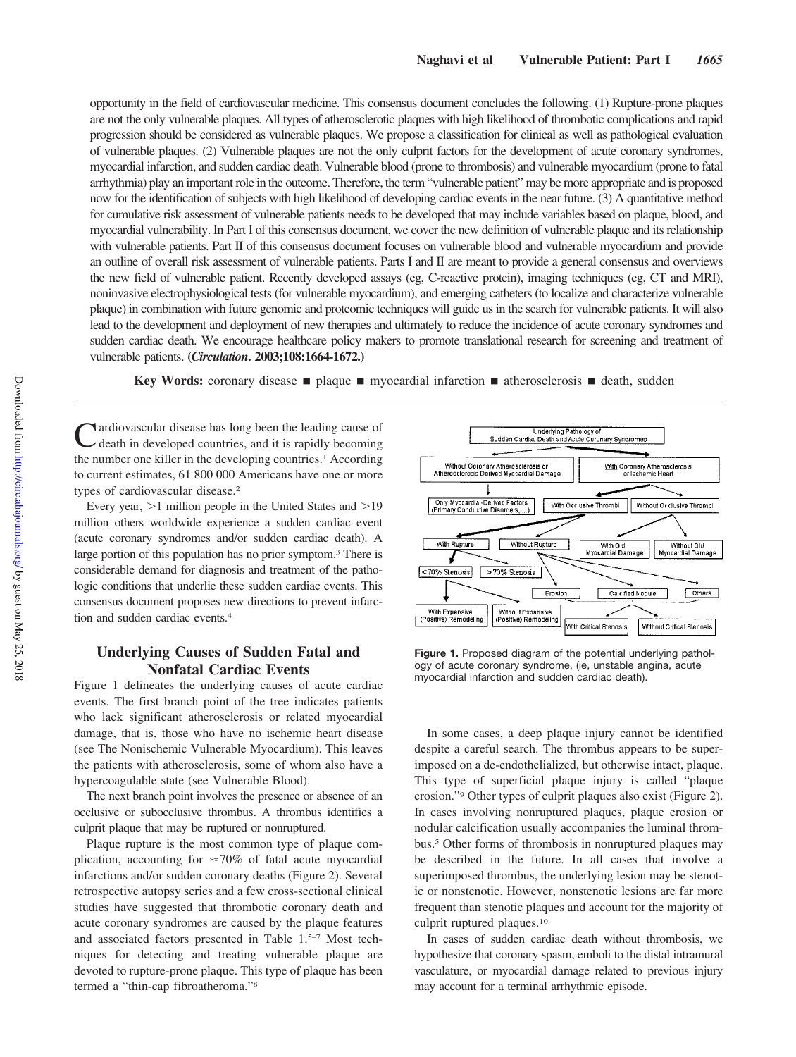opportunity in the field of cardiovascular medicine. This consensus document concludes the following. (1) Rupture-prone plaques are not the only vulnerable plaques. All types of atherosclerotic plaques with high likelihood of thrombotic complications and rapid progression should be considered as vulnerable plaques. We propose a classification for clinical as well as pathological evaluation of vulnerable plaques. (2) Vulnerable plaques are not the only culprit factors for the development of acute coronary syndromes, myocardial infarction, and sudden cardiac death. Vulnerable blood (prone to thrombosis) and vulnerable myocardium (prone to fatal arrhythmia) play an important role in the outcome. Therefore, the term "vulnerable patient" may be more appropriate and is proposed now for the identification of subjects with high likelihood of developing cardiac events in the near future. (3) A quantitative method for cumulative risk assessment of vulnerable patients needs to be developed that may include variables based on plaque, blood, and myocardial vulnerability. In Part I of this consensus document, we cover the new definition of vulnerable plaque and its relationship with vulnerable patients. Part II of this consensus document focuses on vulnerable blood and vulnerable myocardium and provide an outline of overall risk assessment of vulnerable patients. Parts I and II are meant to provide a general consensus and overviews the new field of vulnerable patient. Recently developed assays (eg, C-reactive protein), imaging techniques (eg, CT and MRI), noninvasive electrophysiological tests (for vulnerable myocardium), and emerging catheters (to localize and characterize vulnerable plaque) in combination with future genomic and proteomic techniques will guide us in the search for vulnerable patients. It will also lead to the development and deployment of new therapies and ultimately to reduce the incidence of acute coronary syndromes and sudden cardiac death. We encourage healthcare policy makers to promote translational research for screening and treatment of vulnerable patients. (***Circulation*. 2003;108:1664-1672.**)

**Key Words:** coronary disease ■ plaque ■ myocardial infarction ■ atherosclerosis ■ death, sudden

Cardiovascular disease has long been the leading cause of death in developed countries, and it is rapidly becoming the number one killer in the developing countries.[1] According to current estimates, 61 800 000 Americans have one or more types of cardiovascular disease.[2]

Every year, >1 million people in the United States and >19 million others worldwide experience a sudden cardiac event (acute coronary syndromes and/or sudden cardiac death). A large portion of this population has no prior symptom.[3] There is considerable demand for diagnosis and treatment of the pathologic conditions that underlie these sudden cardiac events. This consensus document proposes new directions to prevent infarction and sudden cardiac events.[4]

## Underlying Causes of Sudden Fatal and Nonfatal Cardiac Events

Figure 1 delineates the underlying causes of acute cardiac events. The first branch point of the tree indicates patients who lack significant atherosclerosis or related myocardial damage, that is, those who have no ischemic heart disease (see The Nonischemic Vulnerable Myocardium). This leaves the patients with atherosclerosis, some of whom also have a hypercoagulable state (see Vulnerable Blood).

The next branch point involves the presence or absence of an occlusive or subocclusive thrombus. A thrombus identifies a culprit plaque that may be ruptured or nonruptured.

Plaque rupture is the most common type of plaque complication, accounting for ≈70% of fatal acute myocardial infarctions and/or sudden coronary deaths (Figure 2). Several retrospective autopsy series and a few cross-sectional clinical studies have suggested that thrombotic coronary death and acute coronary syndromes are caused by the plaque features and associated factors presented in Table 1.[5–7] Most techniques for detecting and treating vulnerable plaque are devoted to rupture-prone plaque. This type of plaque has been termed a "thin-cap fibroatheroma."[8]

Underlying Pathology of Sudden Cardiac Death and Acute Coronary Syndromes
- Without Coronary Atherosclerosis or Atherosclerosis-Derived Myocardial Damage
  - Only Myocardial-Derived Factors (Primary Conductive Disorders, ...)
- With Coronary Atherosclerosis or Ischemic Heart
  - With Occlusive Thrombi
    - With Rupture
      - <70% Stenosis
      - >70% Stenosis
      - With Expansive (Positive) Remodeling
      - Without Expansive (Positive) Remodeling
    - Without Rupture
      - Erosion
      - Calcified Nodule
      - Others
      - With Critical Stenosis
      - Without Critical Stenosis
  - Without Occlusive Thrombi
    - With Old Myocardial Damage
    - Without Old Myocardial Damage

**Figure 1.** Proposed diagram of the potential underlying pathology of acute coronary syndrome, (ie, unstable angina, acute myocardial infarction and sudden cardiac death).

In some cases, a deep plaque injury cannot be identified despite a careful search. The thrombus appears to be superimposed on a de-endothelialized, but otherwise intact, plaque. This type of superficial plaque injury is called "plaque erosion."[9] Other types of culprit plaques also exist (Figure 2). In cases involving nonruptured plaques, plaque erosion or nodular calcification usually accompanies the luminal thrombus.[5] Other forms of thrombosis in nonruptured plaques may be described in the future. In all cases that involve a superimposed thrombus, the underlying lesion may be stenotic or nonstenotic. However, nonstenotic lesions are far more frequent than stenotic plaques and account for the majority of culprit ruptured plaques.[10]

In cases of sudden cardiac death without thrombosis, we hypothesize that coronary spasm, emboli to the distal intramural vasculature, or myocardial damage related to previous injury may account for a terminal arrhythmic episode.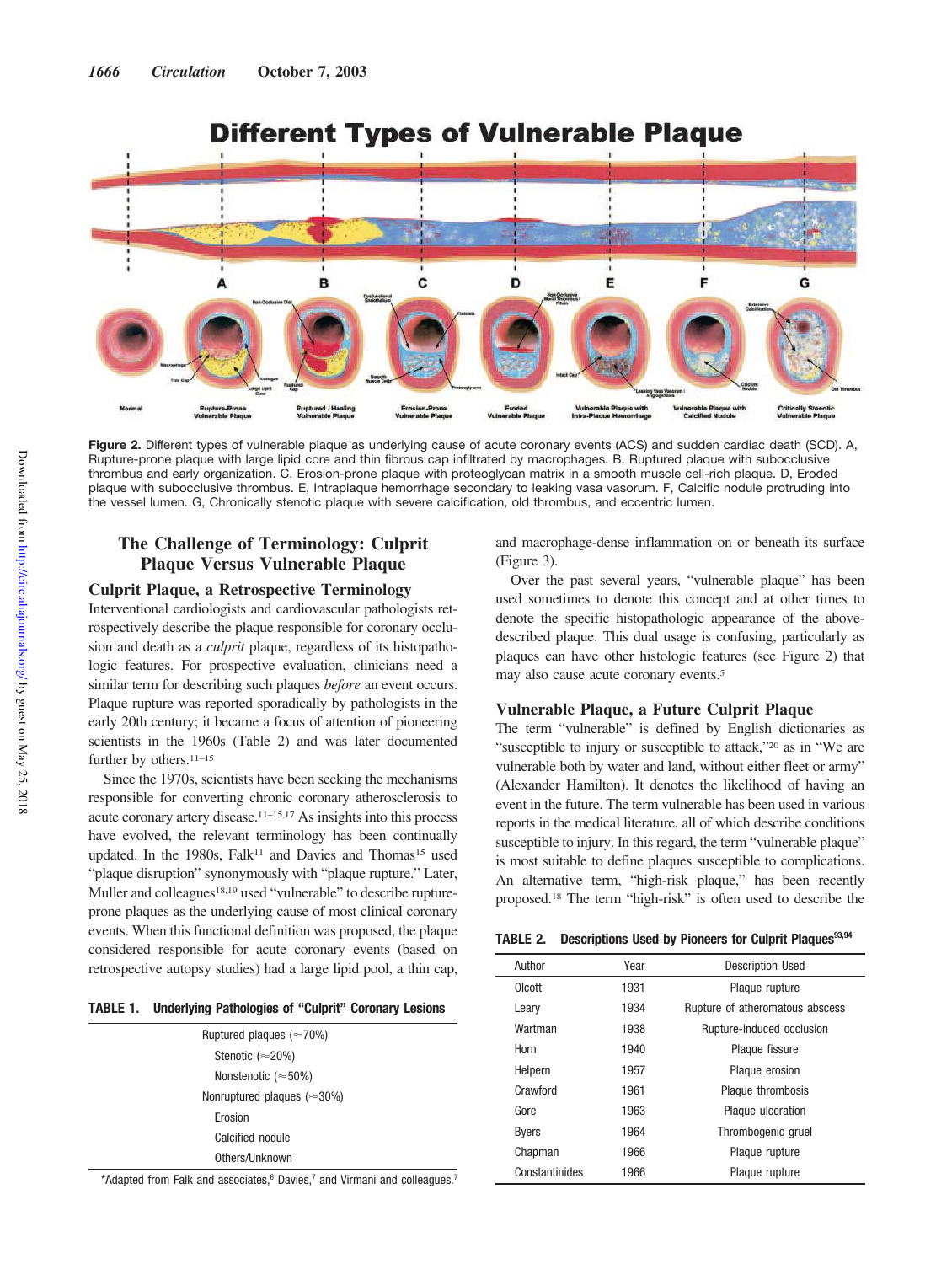**Figure 2.** Different types of vulnerable plaque as underlying cause of acute coronary events (ACS) and sudden cardiac death (SCD). A, Rupture-prone plaque with large lipid core and thin fibrous cap infiltrated by macrophages. B, Ruptured plaque with subocclusive thrombus and early organization. C, Erosion-prone plaque with proteoglycan matrix in a smooth muscle cell-rich plaque. D, Eroded plaque with subocclusive thrombus. E, Intraplaque hemorrhage secondary to leaking vasa vasorum. F, Calcific nodule protruding into the vessel lumen. G, Chronically stenotic plaque with severe calcification, old thrombus, and eccentric lumen.

## The Challenge of Terminology: Culprit Plaque Versus Vulnerable Plaque

### Culprit Plaque, a Retrospective Terminology

Interventional cardiologists and cardiovascular pathologists retrospectively describe the plaque responsible for coronary occlusion and death as a *culprit* plaque, regardless of its histopathologic features. For prospective evaluation, clinicians need a similar term for describing such plaques *before* an event occurs. Plaque rupture was reported sporadically by pathologists in the early 20th century; it became a focus of attention of pioneering scientists in the 1960s (Table 2) and was later documented further by others.[11–15]

Since the 1970s, scientists have been seeking the mechanisms responsible for converting chronic coronary atherosclerosis to acute coronary artery disease.[11–15,17] As insights into this process have evolved, the relevant terminology has been continually updated. In the 1980s, Falk[11] and Davies and Thomas[15] used "plaque disruption" synonymously with "plaque rupture." Later, Muller and colleagues[18,19] used "vulnerable" to describe rupture-prone plaques as the underlying cause of most clinical coronary events. When this functional definition was proposed, the plaque considered responsible for acute coronary events (based on retrospective autopsy studies) had a large lipid pool, a thin cap, and macrophage-dense inflammation on or beneath its surface (Figure 3).

**TABLE 1. Underlying Pathologies of "Culprit" Coronary Lesions**

| |
|---|
| Ruptured plaques (≈70%) |
| Stenotic (≈20%) |
| Nonstenotic (≈50%) |
| Nonruptured plaques (≈30%) |
| Erosion |
| Calcified nodule |
| Others/Unknown |

*Adapted from Falk and associates,[6] Davies,[7] and Virmani and colleagues.[7]

Over the past several years, "vulnerable plaque" has been used sometimes to denote this concept and at other times to denote the specific histopathologic appearance of the above-described plaque. This dual usage is confusing, particularly as plaques can have other histologic features (see Figure 2) that may also cause acute coronary events.[5]

### Vulnerable Plaque, a Future Culprit Plaque

The term "vulnerable" is defined by English dictionaries as "susceptible to injury or susceptible to attack,"[20] as in "We are vulnerable both by water and land, without either fleet or army" (Alexander Hamilton). It denotes the likelihood of having an event in the future. The term vulnerable has been used in various reports in the medical literature, all of which describe conditions susceptible to injury. In this regard, the term "vulnerable plaque" is most suitable to define plaques susceptible to complications. An alternative term, "high-risk plaque," has been recently proposed.[18] The term "high-risk" is often used to describe the

**TABLE 2. Descriptions Used by Pioneers for Culprit Plaques[93,94]**

| Author | Year | Description Used |
|---|---|---|
| Olcott | 1931 | Plaque rupture |
| Leary | 1934 | Rupture of atheromatous abscess |
| Wartman | 1938 | Rupture-induced occlusion |
| Horn | 1940 | Plaque fissure |
| Helpern | 1957 | Plaque erosion |
| Crawford | 1961 | Plaque thrombosis |
| Gore | 1963 | Plaque ulceration |
| Byers | 1964 | Thrombogenic gruel |
| Chapman | 1966 | Plaque rupture |
| Constantinides | 1966 | Plaque rupture |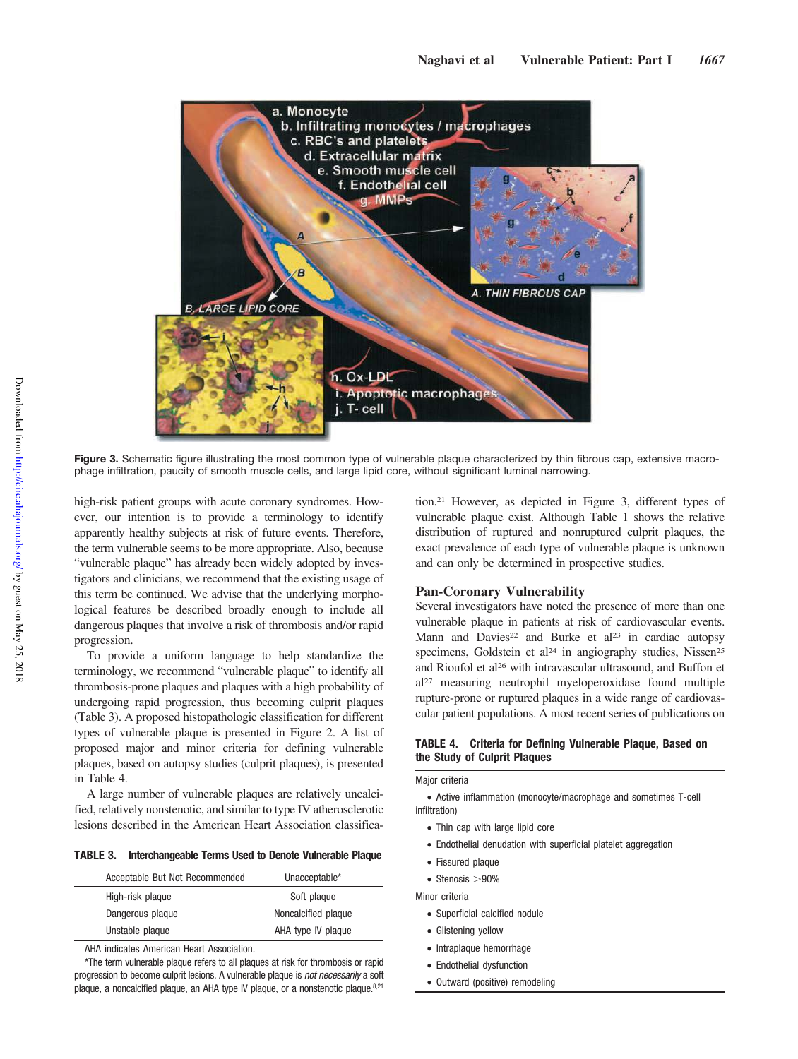Figure 3. Schematic figure illustrating the most common type of vulnerable plaque characterized by thin fibrous cap, extensive macrophage infiltration, paucity of smooth muscle cells, and large lipid core, without significant luminal narrowing.

high-risk patient groups with acute coronary syndromes. However, our intention is to provide a terminology to identify apparently healthy subjects at risk of future events. Therefore, the term vulnerable seems to be more appropriate. Also, because "vulnerable plaque" has already been widely adopted by investigators and clinicians, we recommend that the existing usage of this term be continued. We advise that the underlying morphological features be described broadly enough to include all dangerous plaques that involve a risk of thrombosis and/or rapid progression.

To provide a uniform language to help standardize the terminology, we recommend "vulnerable plaque" to identify all thrombosis-prone plaques and plaques with a high probability of undergoing rapid progression, thus becoming culprit plaques (Table 3). A proposed histopathologic classification for different types of vulnerable plaque is presented in Figure 2. A list of proposed major and minor criteria for defining vulnerable plaques, based on autopsy studies (culprit plaques), is presented in Table 4.

A large number of vulnerable plaques are relatively uncalcified, relatively nonstenotic, and similar to type IV atherosclerotic lesions described in the American Heart Association classification.[21] However, as depicted in Figure 3, different types of vulnerable plaque exist. Although Table 1 shows the relative distribution of ruptured and nonruptured culprit plaques, the exact prevalence of each type of vulnerable plaque is unknown and can only be determined in prospective studies.

**TABLE 3. Interchangeable Terms Used to Denote Vulnerable Plaque**

| Acceptable But Not Recommended | Unacceptable* |
|---|---|
| High-risk plaque | Soft plaque |
| Dangerous plaque | Noncalcified plaque |
| Unstable plaque | AHA type IV plaque |

AHA indicates American Heart Association.

*The term vulnerable plaque refers to all plaques at risk for thrombosis or rapid progression to become culprit lesions. A vulnerable plaque is *not necessarily* a soft plaque, a noncalcified plaque, an AHA type IV plaque, or a nonstenotic plaque.[8,21]

## Pan-Coronary Vulnerability

Several investigators have noted the presence of more than one vulnerable plaque in patients at risk of cardiovascular events. Mann and Davies[22] and Burke et al[23] in cardiac autopsy specimens, Goldstein et al[24] in angiography studies, Nissen[25] and Rioufol et al[26] with intravascular ultrasound, and Buffon et al[27] measuring neutrophil myeloperoxidase found multiple rupture-prone or ruptured plaques in a wide range of cardiovascular patient populations. A most recent series of publications on

**TABLE 4. Criteria for Defining Vulnerable Plaque, Based on the Study of Culprit Plaques**

Major criteria

- Active inflammation (monocyte/macrophage and sometimes T-cell infiltration)
- Thin cap with large lipid core
- Endothelial denudation with superficial platelet aggregation
- Fissured plaque
- Stenosis >90%

Minor criteria

- Superficial calcified nodule
- Glistening yellow
- Intraplaque hemorrhage
- Endothelial dysfunction
- Outward (positive) remodeling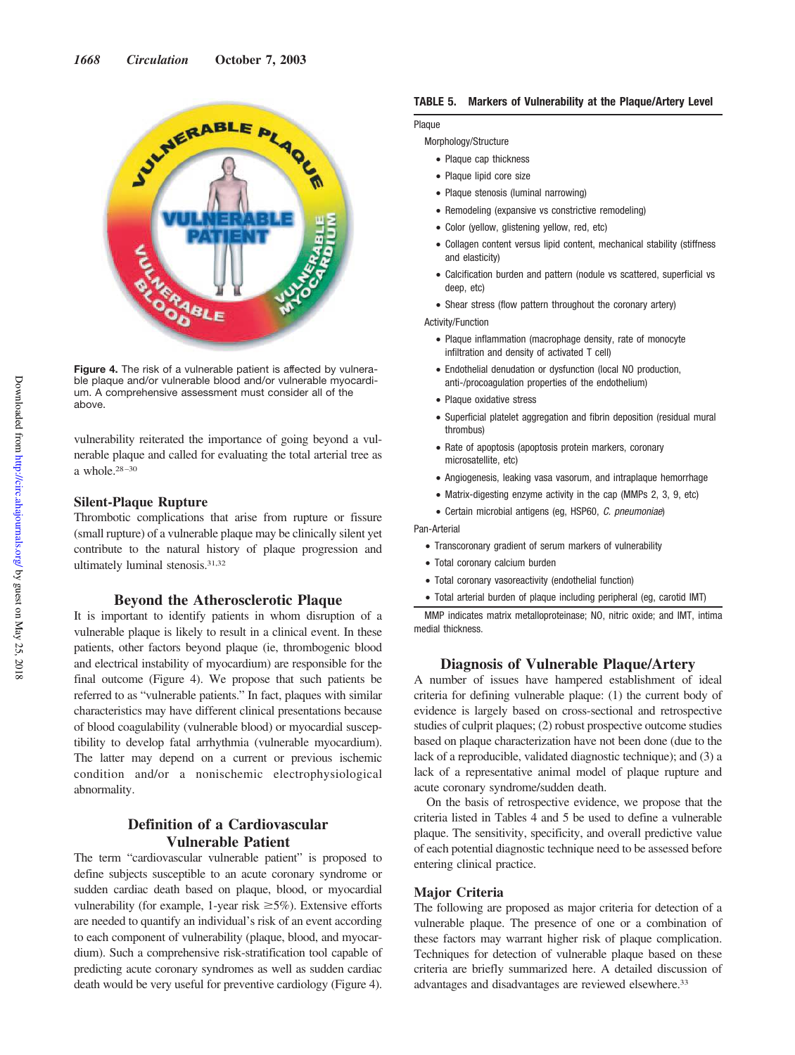Figure 4. The risk of a vulnerable patient is affected by vulnerable plaque and/or vulnerable blood and/or vulnerable myocardium. A comprehensive assessment must consider all of the above.

vulnerability reiterated the importance of going beyond a vulnerable plaque and called for evaluating the total arterial tree as a whole.[28–30]

### Silent-Plaque Rupture

Thrombotic complications that arise from rupture or fissure (small rupture) of a vulnerable plaque may be clinically silent yet contribute to the natural history of plaque progression and ultimately luminal stenosis.[31,32]

## Beyond the Atherosclerotic Plaque

It is important to identify patients in whom disruption of a vulnerable plaque is likely to result in a clinical event. In these patients, other factors beyond plaque (ie, thrombogenic blood and electrical instability of myocardium) are responsible for the final outcome (Figure 4). We propose that such patients be referred to as "vulnerable patients." In fact, plaques with similar characteristics may have different clinical presentations because of blood coagulability (vulnerable blood) or myocardial susceptibility to develop fatal arrhythmia (vulnerable myocardium). The latter may depend on a current or previous ischemic condition and/or a nonischemic electrophysiological abnormality.

## Definition of a Cardiovascular Vulnerable Patient

The term "cardiovascular vulnerable patient" is proposed to define subjects susceptible to an acute coronary syndrome or sudden cardiac death based on plaque, blood, or myocardial vulnerability (for example, 1-year risk ≥5%). Extensive efforts are needed to quantify an individual's risk of an event according to each component of vulnerability (plaque, blood, and myocardium). Such a comprehensive risk-stratification tool capable of predicting acute coronary syndromes as well as sudden cardiac death would be very useful for preventive cardiology (Figure 4).

**TABLE 5. Markers of Vulnerability at the Plaque/Artery Level**

Plaque

Morphology/Structure

- Plaque cap thickness
- Plaque lipid core size
- Plaque stenosis (luminal narrowing)
- Remodeling (expansive vs constrictive remodeling)
- Color (yellow, glistening yellow, red, etc)
- Collagen content versus lipid content, mechanical stability (stiffness and elasticity)
- Calcification burden and pattern (nodule vs scattered, superficial vs deep, etc)
- Shear stress (flow pattern throughout the coronary artery)

Activity/Function

- Plaque inflammation (macrophage density, rate of monocyte infiltration and density of activated T cell)
- Endothelial denudation or dysfunction (local NO production, anti-/procoagulation properties of the endothelium)
- Plaque oxidative stress
- Superficial platelet aggregation and fibrin deposition (residual mural thrombus)
- Rate of apoptosis (apoptosis protein markers, coronary microsatellite, etc)
- Angiogenesis, leaking vasa vasorum, and intraplaque hemorrhage
- Matrix-digesting enzyme activity in the cap (MMPs 2, 3, 9, etc)
- Certain microbial antigens (eg, HSP60, *C. pneumoniae*)

Pan-Arterial

- Transcoronary gradient of serum markers of vulnerability
- Total coronary calcium burden
- Total coronary vasoreactivity (endothelial function)
- Total arterial burden of plaque including peripheral (eg, carotid IMT)

MMP indicates matrix metalloproteinase; NO, nitric oxide; and IMT, intima medial thickness.

## Diagnosis of Vulnerable Plaque/Artery

A number of issues have hampered establishment of ideal criteria for defining vulnerable plaque: (1) the current body of evidence is largely based on cross-sectional and retrospective studies of culprit plaques; (2) robust prospective outcome studies based on plaque characterization have not been done (due to the lack of a reproducible, validated diagnostic technique); and (3) a lack of a representative animal model of plaque rupture and acute coronary syndrome/sudden death.

On the basis of retrospective evidence, we propose that the criteria listed in Tables 4 and 5 be used to define a vulnerable plaque. The sensitivity, specificity, and overall predictive value of each potential diagnostic technique need to be assessed before entering clinical practice.

### Major Criteria

The following are proposed as major criteria for detection of a vulnerable plaque. The presence of one or a combination of these factors may warrant higher risk of plaque complication. Techniques for detection of vulnerable plaque based on these criteria are briefly summarized here. A detailed discussion of advantages and disadvantages are reviewed elsewhere.[33]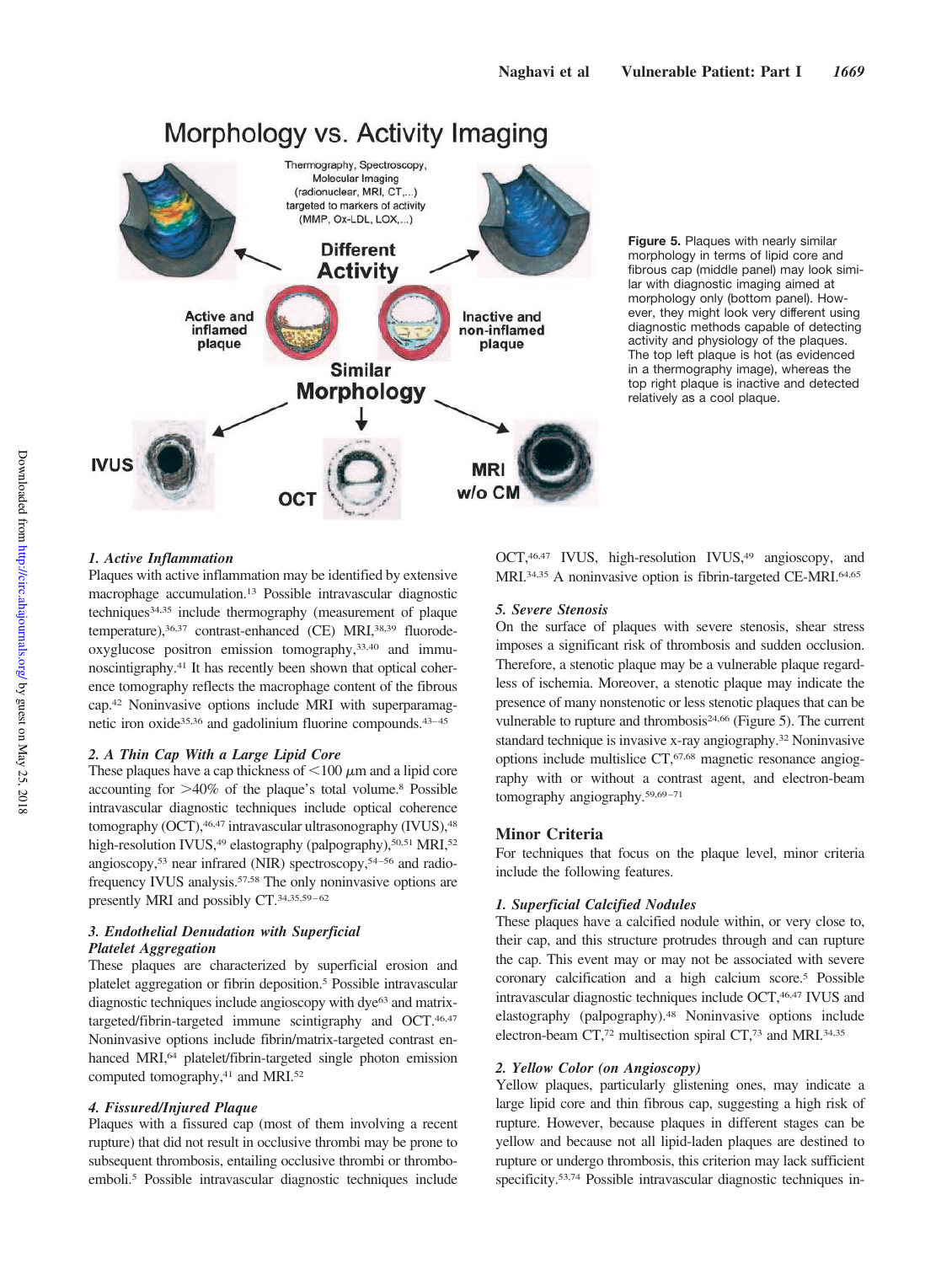**Figure 5.** Plaques with nearly similar morphology in terms of lipid core and fibrous cap (middle panel) may look similar with diagnostic imaging aimed at morphology only (bottom panel). However, they might look very different using diagnostic methods capable of detecting activity and physiology of the plaques. The top left plaque is hot (as evidenced in a thermography image), whereas the top right plaque is inactive and detected relatively as a cool plaque.

### *1. Active Inflammation*

Plaques with active inflammation may be identified by extensive macrophage accumulation.[13] Possible intravascular diagnostic techniques[34,35] include thermography (measurement of plaque temperature),[36,37] contrast-enhanced (CE) MRI,[38,39] fluorodeoxyglucose positron emission tomography,[33,40] and immunoscintigraphy.[41] It has recently been shown that optical coherence tomography reflects the macrophage content of the fibrous cap.[42] Noninvasive options include MRI with superparamagnetic iron oxide[35,36] and gadolinium fluorine compounds.[43–45]

### *2. A Thin Cap With a Large Lipid Core*

These plaques have a cap thickness of $<100$ $\mu$m and a lipid core accounting for $>40\%$ of the plaque's total volume.[8] Possible intravascular diagnostic techniques include optical coherence tomography (OCT),[46,47] intravascular ultrasonography (IVUS),[48] high-resolution IVUS,[49] elastography (palpography),[50,51] MRI,[52] angioscopy,[53] near infrared (NIR) spectroscopy,[54–56] and radiofrequency IVUS analysis.[57,58] The only noninvasive options are presently MRI and possibly CT.[34,35,59–62]

### *3. Endothelial Denudation with Superficial Platelet Aggregation*

These plaques are characterized by superficial erosion and platelet aggregation or fibrin deposition.[5] Possible intravascular diagnostic techniques include angioscopy with dye[63] and matrix-targeted/fibrin-targeted immune scintigraphy and OCT.[46,47] Noninvasive options include fibrin/matrix-targeted contrast enhanced MRI,[64] platelet/fibrin-targeted single photon emission computed tomography,[41] and MRI.[52]

### *4. Fissured/Injured Plaque*

Plaques with a fissured cap (most of them involving a recent rupture) that did not result in occlusive thrombi may be prone to subsequent thrombosis, entailing occlusive thrombi or thromboemboli.[5] Possible intravascular diagnostic techniques include OCT,[46,47] IVUS, high-resolution IVUS,[49] angioscopy, and MRI.[34,35] A noninvasive option is fibrin-targeted CE-MRI.[64,65]

### *5. Severe Stenosis*

On the surface of plaques with severe stenosis, shear stress imposes a significant risk of thrombosis and sudden occlusion. Therefore, a stenotic plaque may be a vulnerable plaque regardless of ischemia. Moreover, a stenotic plaque may indicate the presence of many nonstenotic or less stenotic plaques that can be vulnerable to rupture and thrombosis[24,66] (Figure 5). The current standard technique is invasive x-ray angiography.[32] Noninvasive options include multislice CT,[67,68] magnetic resonance angiography with or without a contrast agent, and electron-beam tomography angiography.[59,69–71]

## Minor Criteria

For techniques that focus on the plaque level, minor criteria include the following features.

### *1. Superficial Calcified Nodules*

These plaques have a calcified nodule within, or very close to, their cap, and this structure protrudes through and can rupture the cap. This event may or may not be associated with severe coronary calcification and a high calcium score.[5] Possible intravascular diagnostic techniques include OCT,[46,47] IVUS and elastography (palpography).[48] Noninvasive options include electron-beam CT,[72] multisection spiral CT,[73] and MRI.[34,35]

### *2. Yellow Color (on Angioscopy)*

Yellow plaques, particularly glistening ones, may indicate a large lipid core and thin fibrous cap, suggesting a high risk of rupture. However, because plaques in different stages can be yellow and because not all lipid-laden plaques are destined to rupture or undergo thrombosis, this criterion may lack sufficient specificity.[53,74] Possible intravascular diagnostic techniques in-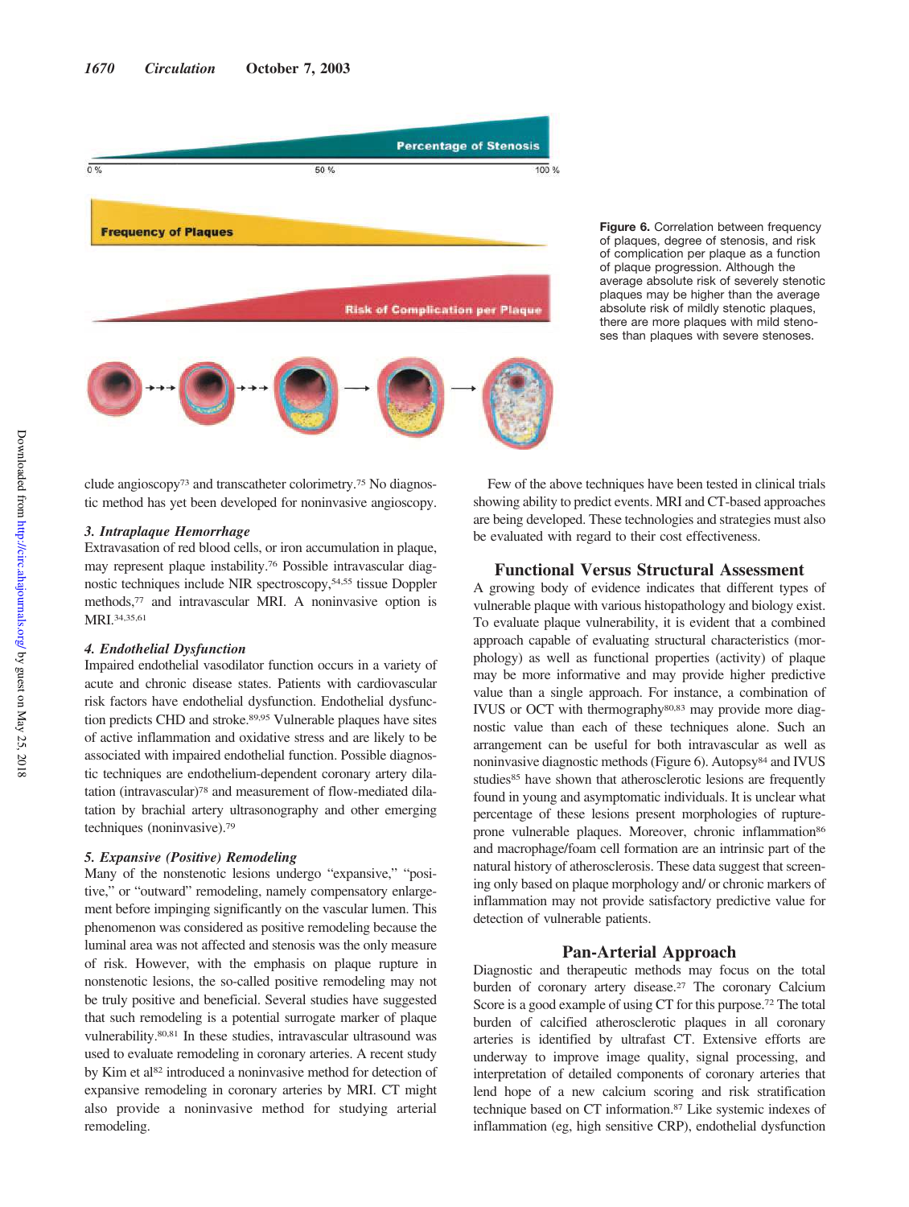Percentage of Stenosis

0 %

50 %

100 %

Frequency of Plaques

Risk of Complication per Plaque

**Figure 6.** Correlation between frequency of plaques, degree of stenosis, and risk of complication per plaque as a function of plaque progression. Although the average absolute risk of severely stenotic plaques may be higher than the average absolute risk of mildly stenotic plaques, there are more plaques with mild stenoses than plaques with severe stenoses.

clude angioscopy[73] and transcatheter colorimetry.[75] No diagnostic method has yet been developed for noninvasive angioscopy.

### *3. Intraplaque Hemorrhage*

Extravasation of red blood cells, or iron accumulation in plaque, may represent plaque instability.[76] Possible intravascular diagnostic techniques include NIR spectroscopy,[54,55] tissue Doppler methods,[77] and intravascular MRI. A noninvasive option is MRI.[34,35,61]

### *4. Endothelial Dysfunction*

Impaired endothelial vasodilator function occurs in a variety of acute and chronic disease states. Patients with cardiovascular risk factors have endothelial dysfunction. Endothelial dysfunction predicts CHD and stroke.[89,95] Vulnerable plaques have sites of active inflammation and oxidative stress and are likely to be associated with impaired endothelial function. Possible diagnostic techniques are endothelium-dependent coronary artery dilatation (intravascular)[78] and measurement of flow-mediated dilatation by brachial artery ultrasonography and other emerging techniques (noninvasive).[79]

### *5. Expansive (Positive) Remodeling*

Many of the nonstenotic lesions undergo "expansive," "positive," or "outward" remodeling, namely compensatory enlargement before impinging significantly on the vascular lumen. This phenomenon was considered as positive remodeling because the luminal area was not affected and stenosis was the only measure of risk. However, with the emphasis on plaque rupture in nonstenotic lesions, the so-called positive remodeling may not be truly positive and beneficial. Several studies have suggested that such remodeling is a potential surrogate marker of plaque vulnerability.[80,81] In these studies, intravascular ultrasound was used to evaluate remodeling in coronary arteries. A recent study by Kim et al[82] introduced a noninvasive method for detection of expansive remodeling in coronary arteries by MRI. CT might also provide a noninvasive method for studying arterial remodeling.

Few of the above techniques have been tested in clinical trials showing ability to predict events. MRI and CT-based approaches are being developed. These technologies and strategies must also be evaluated with regard to their cost effectiveness.

## Functional Versus Structural Assessment

A growing body of evidence indicates that different types of vulnerable plaque with various histopathology and biology exist. To evaluate plaque vulnerability, it is evident that a combined approach capable of evaluating structural characteristics (morphology) as well as functional properties (activity) of plaque may be more informative and may provide higher predictive value than a single approach. For instance, a combination of IVUS or OCT with thermography[80,83] may provide more diagnostic value than each of these techniques alone. Such an arrangement can be useful for both intravascular as well as noninvasive diagnostic methods (Figure 6). Autopsy[84] and IVUS studies[85] have shown that atherosclerotic lesions are frequently found in young and asymptomatic individuals. It is unclear what percentage of these lesions present morphologies of rupture-prone vulnerable plaques. Moreover, chronic inflammation[86] and macrophage/foam cell formation are an intrinsic part of the natural history of atherosclerosis. These data suggest that screening only based on plaque morphology and/ or chronic markers of inflammation may not provide satisfactory predictive value for detection of vulnerable patients.

## Pan-Arterial Approach

Diagnostic and therapeutic methods may focus on the total burden of coronary artery disease.[27] The coronary Calcium Score is a good example of using CT for this purpose.[72] The total burden of calcified atherosclerotic plaques in all coronary arteries is identified by ultrafast CT. Extensive efforts are underway to improve image quality, signal processing, and interpretation of detailed components of coronary arteries that lend hope of a new calcium scoring and risk stratification technique based on CT information.[87] Like systemic indexes of inflammation (eg, high sensitive CRP), endothelial dysfunction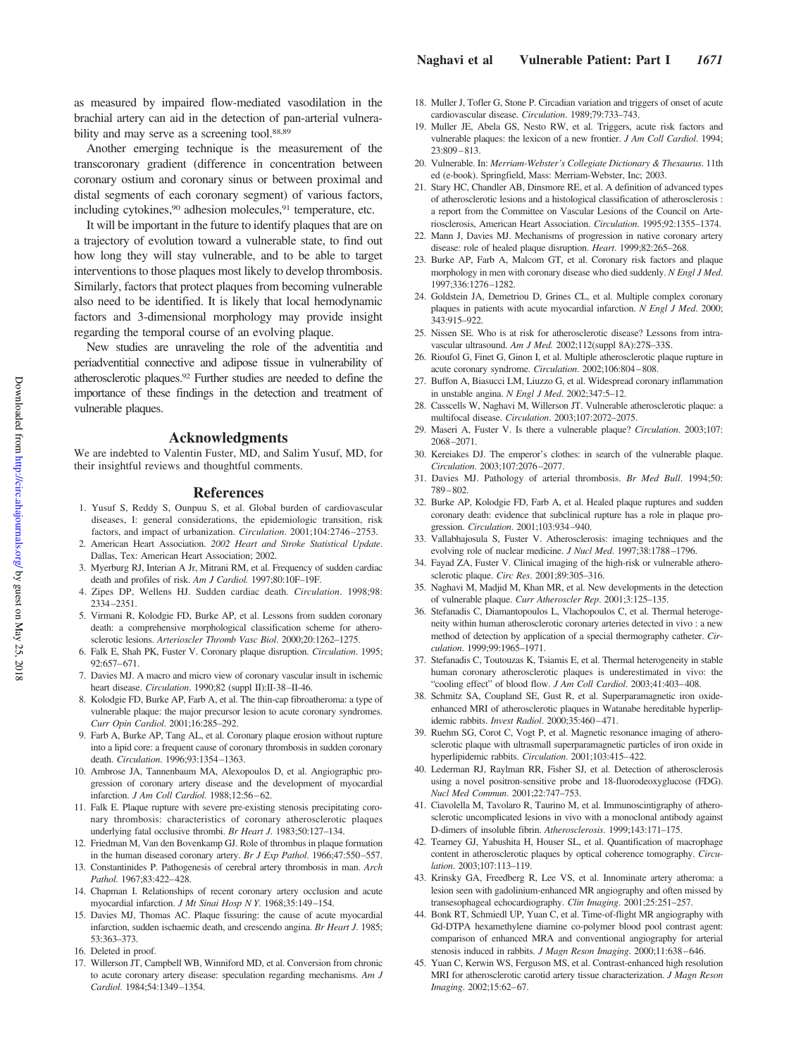as measured by impaired flow-mediated vasodilation in the brachial artery can aid in the detection of pan-arterial vulnerability and may serve as a screening tool.[88,89]

Another emerging technique is the measurement of the transcoronary gradient (difference in concentration between coronary ostium and coronary sinus or between proximal and distal segments of each coronary segment) of various factors, including cytokines,[90] adhesion molecules,[91] temperature, etc.

It will be important in the future to identify plaques that are on a trajectory of evolution toward a vulnerable state, to find out how long they will stay vulnerable, and to be able to target interventions to those plaques most likely to develop thrombosis. Similarly, factors that protect plaques from becoming vulnerable also need to be identified. It is likely that local hemodynamic factors and 3-dimensional morphology may provide insight regarding the temporal course of an evolving plaque.

New studies are unraveling the role of the adventitia and periadventitial connective and adipose tissue in vulnerability of atherosclerotic plaques.[92] Further studies are needed to define the importance of these findings in the detection and treatment of vulnerable plaques.

## Acknowledgments

We are indebted to Valentin Fuster, MD, and Salim Yusuf, MD, for their insightful reviews and thoughtful comments.

## References

1. Yusuf S, Reddy S, Ounpuu S, et al. Global burden of cardiovascular diseases, I: general considerations, the epidemiologic transition, risk factors, and impact of urbanization. *Circulation*. 2001;104:2746–2753.
2. American Heart Association. *2002 Heart and Stroke Statistical Update*. Dallas, Tex: American Heart Association; 2002.
3. Myerburg RJ, Interian A Jr, Mitrani RM, et al. Frequency of sudden cardiac death and profiles of risk. *Am J Cardiol.* 1997;80:10F–19F.
4. Zipes DP, Wellens HJ. Sudden cardiac death. *Circulation*. 1998;98: 2334–2351.
5. Virmani R, Kolodgie FD, Burke AP, et al. Lessons from sudden coronary death: a comprehensive morphological classification scheme for atherosclerotic lesions. *Arterioscler Thromb Vasc Biol*. 2000;20:1262–1275.
6. Falk E, Shah PK, Fuster V. Coronary plaque disruption. *Circulation*. 1995; 92:657–671.
7. Davies MJ. A macro and micro view of coronary vascular insult in ischemic heart disease. *Circulation*. 1990;82 (suppl II):II-38–II-46.
8. Kolodgie FD, Burke AP, Farb A, et al. The thin-cap fibroatheroma: a type of vulnerable plaque: the major precursor lesion to acute coronary syndromes. *Curr Opin Cardiol*. 2001;16:285–292.
9. Farb A, Burke AP, Tang AL, et al. Coronary plaque erosion without rupture into a lipid core: a frequent cause of coronary thrombosis in sudden coronary death. *Circulation*. 1996;93:1354–1363.
10. Ambrose JA, Tannenbaum MA, Alexopoulos D, et al. Angiographic progression of coronary artery disease and the development of myocardial infarction. *J Am Coll Cardiol*. 1988;12:56–62.
11. Falk E. Plaque rupture with severe pre-existing stenosis precipitating coronary thrombosis: characteristics of coronary atherosclerotic plaques underlying fatal occlusive thrombi. *Br Heart J*. 1983;50:127–134.
12. Friedman M, Van den Bovenkamp GJ. Role of thrombus in plaque formation in the human diseased coronary artery. *Br J Exp Pathol*. 1966;47:550–557.
13. Constantinides P. Pathogenesis of cerebral artery thrombosis in man. *Arch Pathol*. 1967;83:422–428.
14. Chapman I. Relationships of recent coronary artery occlusion and acute myocardial infarction. *J Mt Sinai Hosp N Y*. 1968;35:149–154.
15. Davies MJ, Thomas AC. Plaque fissuring: the cause of acute myocardial infarction, sudden ischaemic death, and crescendo angina. *Br Heart J*. 1985; 53:363–373.
16. Deleted in proof.
17. Willerson JT, Campbell WB, Winniford MD, et al. Conversion from chronic to acute coronary artery disease: speculation regarding mechanisms. *Am J Cardiol*. 1984;54:1349–1354.
18. Muller J, Tofler G, Stone P. Circadian variation and triggers of onset of acute cardiovascular disease. *Circulation*. 1989;79:733–743.
19. Muller JE, Abela GS, Nesto RW, et al. Triggers, acute risk factors and vulnerable plaques: the lexicon of a new frontier. *J Am Coll Cardiol*. 1994; 23:809–813.
20. Vulnerable. In: *Merriam-Webster's Collegiate Dictionary & Thesaurus*. 11th ed (e-book). Springfield, Mass: Merriam-Webster, Inc; 2003.
21. Stary HC, Chandler AB, Dinsmore RE, et al. A definition of advanced types of atherosclerotic lesions and a histological classification of atherosclerosis : a report from the Committee on Vascular Lesions of the Council on Arteriosclerosis, American Heart Association. *Circulation*. 1995;92:1355–1374.
22. Mann J, Davies MJ. Mechanisms of progression in native coronary artery disease: role of healed plaque disruption. *Heart*. 1999;82:265–268.
23. Burke AP, Farb A, Malcom GT, et al. Coronary risk factors and plaque morphology in men with coronary disease who died suddenly. *N Engl J Med*. 1997;336:1276–1282.
24. Goldstein JA, Demetriou D, Grines CL, et al. Multiple complex coronary plaques in patients with acute myocardial infarction. *N Engl J Med*. 2000; 343:915–922.
25. Nissen SE. Who is at risk for atherosclerotic disease? Lessons from intravascular ultrasound. *Am J Med.* 2002;112(suppl 8A):27S–33S.
26. Rioufol G, Finet G, Ginon I, et al. Multiple atherosclerotic plaque rupture in acute coronary syndrome. *Circulation*. 2002;106:804–808.
27. Buffon A, Biasucci LM, Liuzzo G, et al. Widespread coronary inflammation in unstable angina. *N Engl J Med*. 2002;347:5–12.
28. Casscells W, Naghavi M, Willerson JT. Vulnerable atherosclerotic plaque: a multifocal disease. *Circulation*. 2003;107:2072–2075.
29. Maseri A, Fuster V. Is there a vulnerable plaque? *Circulation*. 2003;107: 2068–2071.
30. Kereiakes DJ. The emperor's clothes: in search of the vulnerable plaque. *Circulation*. 2003;107:2076–2077.
31. Davies MJ. Pathology of arterial thrombosis. *Br Med Bull*. 1994;50: 789–802.
32. Burke AP, Kolodgie FD, Farb A, et al. Healed plaque ruptures and sudden coronary death: evidence that subclinical rupture has a role in plaque progression. *Circulation*. 2001;103:934–940.
33. Vallabhajosula S, Fuster V. Atherosclerosis: imaging techniques and the evolving role of nuclear medicine. *J Nucl Med*. 1997;38:1788–1796.
34. Fayad ZA, Fuster V. Clinical imaging of the high-risk or vulnerable atherosclerotic plaque. *Circ Res*. 2001;89:305–316.
35. Naghavi M, Madjid M, Khan MR, et al. New developments in the detection of vulnerable plaque. *Curr Atheroscler Rep*. 2001;3:125–135.
36. Stefanadis C, Diamantopoulos L, Vlachopoulos C, et al. Thermal heterogeneity within human atherosclerotic coronary arteries detected in vivo : a new method of detection by application of a special thermography catheter. *Circulation*. 1999;99:1965–1971.
37. Stefanadis C, Toutouzas K, Tsiamis E, et al. Thermal heterogeneity in stable human coronary atherosclerotic plaques is underestimated in vivo: the "cooling effect" of blood flow. *J Am Coll Cardiol*. 2003;41:403–408.
38. Schmitz SA, Coupland SE, Gust R, et al. Superparamagnetic iron oxide-enhanced MRI of atherosclerotic plaques in Watanabe hereditable hyperlipidemic rabbits. *Invest Radiol*. 2000;35:460–471.
39. Ruehm SG, Corot C, Vogt P, et al. Magnetic resonance imaging of atherosclerotic plaque with ultrasmall superparamagnetic particles of iron oxide in hyperlipidemic rabbits. *Circulation*. 2001;103:415–422.
40. Lederman RJ, Raylman RR, Fisher SJ, et al. Detection of atherosclerosis using a novel positron-sensitive probe and 18-fluorodeoxyglucose (FDG). *Nucl Med Commun*. 2001;22:747–753.
41. Ciavolella M, Tavolaro R, Taurino M, et al. Immunoscintigraphy of atherosclerotic uncomplicated lesions in vivo with a monoclonal antibody against D-dimers of insoluble fibrin. *Atherosclerosis*. 1999;143:171–175.
42. Tearney GJ, Yabushita H, Houser SL, et al. Quantification of macrophage content in atherosclerotic plaques by optical coherence tomography. *Circulation*. 2003;107:113–119.
43. Krinsky GA, Freedberg R, Lee VS, et al. Innominate artery atheroma: a lesion seen with gadolinium-enhanced MR angiography and often missed by transesophageal echocardiography. *Clin Imaging*. 2001;25:251–257.
44. Bonk RT, Schmiedl UP, Yuan C, et al. Time-of-flight MR angiography with Gd-DTPA hexamethylene diamine co-polymer blood pool contrast agent: comparison of enhanced MRA and conventional angiography for arterial stenosis induced in rabbits. *J Magn Reson Imaging*. 2000;11:638–646.
45. Yuan C, Kerwin WS, Ferguson MS, et al. Contrast-enhanced high resolution MRI for atherosclerotic carotid artery tissue characterization. *J Magn Reson Imaging*. 2002;15:62–67.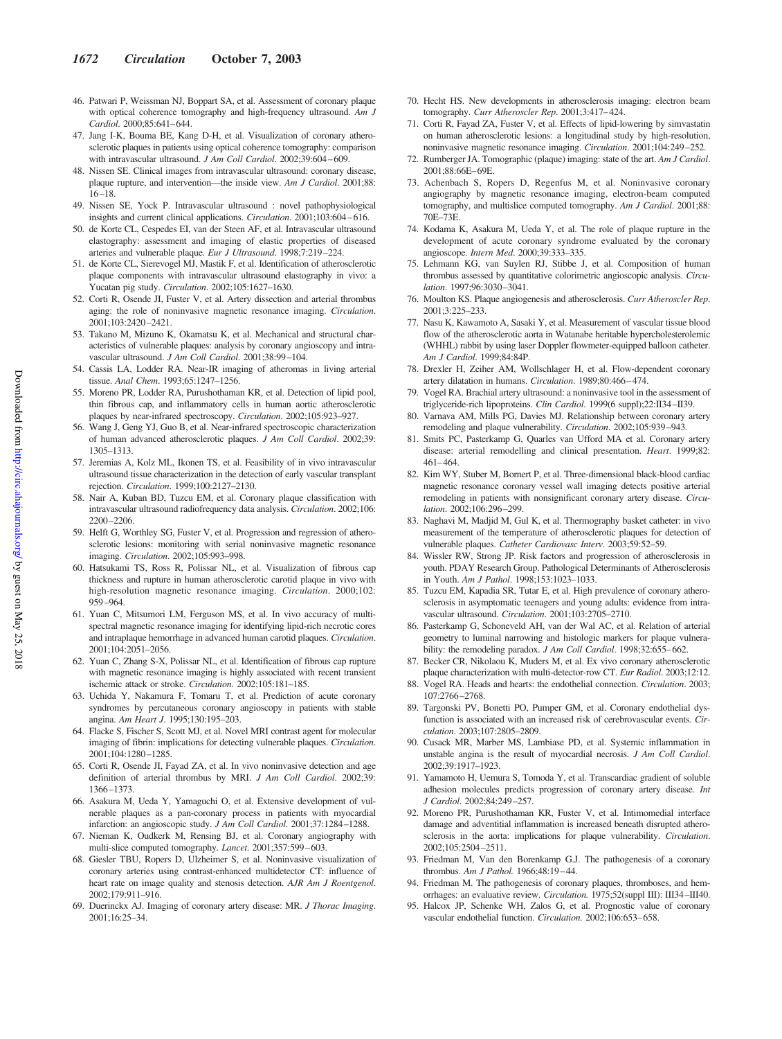46. Patwari P, Weissman NJ, Boppart SA, et al. Assessment of coronary plaque with optical coherence tomography and high-frequency ultrasound. *Am J Cardiol*. 2000;85:641–644.
47. Jang I-K, Bouma BE, Kang D-H, et al. Visualization of coronary atherosclerotic plaques in patients using optical coherence tomography: comparison with intravascular ultrasound. *J Am Coll Cardiol*. 2002;39:604–609.
48. Nissen SE. Clinical images from intravascular ultrasound: coronary disease, plaque rupture, and intervention—the inside view. *Am J Cardiol*. 2001;88: 16–18.
49. Nissen SE, Yock P. Intravascular ultrasound : novel pathophysiological insights and current clinical applications. *Circulation*. 2001;103:604–616.
50. de Korte CL, Cespedes EI, van der Steen AF, et al. Intravascular ultrasound elastography: assessment and imaging of elastic properties of diseased arteries and vulnerable plaque. *Eur J Ultrasound*. 1998;7:219–224.
51. de Korte CL, Sierevogel MJ, Mastik F, et al. Identification of atherosclerotic plaque components with intravascular ultrasound elastography in vivo: a Yucatan pig study. *Circulation*. 2002;105:1627–1630.
52. Corti R, Osende JI, Fuster V, et al. Artery dissection and arterial thrombus aging: the role of noninvasive magnetic resonance imaging. *Circulation*. 2001;103:2420–2421.
53. Takano M, Mizuno K, Okamatsu K, et al. Mechanical and structural characteristics of vulnerable plaques: analysis by coronary angioscopy and intravascular ultrasound. *J Am Coll Cardiol*. 2001;38:99–104.
54. Cassis LA, Lodder RA. Near-IR imaging of atheromas in living arterial tissue. *Anal Chem*. 1993;65:1247–1256.
55. Moreno PR, Lodder RA, Purushothaman KR, et al. Detection of lipid pool, thin fibrous cap, and inflammatory cells in human aortic atherosclerotic plaques by near-infrared spectroscopy. *Circulation*. 2002;105:923–927.
56. Wang J, Geng YJ, Guo B, et al. Near-infrared spectroscopic characterization of human advanced atherosclerotic plaques. *J Am Coll Cardiol*. 2002;39: 1305–1313.
57. Jeremias A, Kolz ML, Ikonen TS, et al. Feasibility of in vivo intravascular ultrasound tissue characterization in the detection of early vascular transplant rejection. *Circulation*. 1999;100:2127–2130.
58. Nair A, Kuban BD, Tuzcu EM, et al. Coronary plaque classification with intravascular ultrasound radiofrequency data analysis. *Circulation*. 2002;106: 2200–2206.
59. Helft G, Worthley SG, Fuster V, et al. Progression and regression of atherosclerotic lesions: monitoring with serial noninvasive magnetic resonance imaging. *Circulation*. 2002;105:993–998.
60. Hatsukami TS, Ross R, Polissar NL, et al. Visualization of fibrous cap thickness and rupture in human atherosclerotic carotid plaque in vivo with high-resolution magnetic resonance imaging. *Circulation*. 2000;102: 959–964.
61. Yuan C, Mitsumori LM, Ferguson MS, et al. In vivo accuracy of multispectral magnetic resonance imaging for identifying lipid-rich necrotic cores and intraplaque hemorrhage in advanced human carotid plaques. *Circulation*. 2001;104:2051–2056.
62. Yuan C, Zhang S-X, Polissar NL, et al. Identification of fibrous cap rupture with magnetic resonance imaging is highly associated with recent transient ischemic attack or stroke. *Circulation*. 2002;105:181–185.
63. Uchida Y, Nakamura F, Tomaru T, et al. Prediction of acute coronary syndromes by percutaneous coronary angioscopy in patients with stable angina. *Am Heart J*. 1995;130:195–203.
64. Flacke S, Fischer S, Scott MJ, et al. Novel MRI contrast agent for molecular imaging of fibrin: implications for detecting vulnerable plaques. *Circulation*. 2001;104:1280–1285.
65. Corti R, Osende JI, Fayad ZA, et al. In vivo noninvasive detection and age definition of arterial thrombus by MRI. *J Am Coll Cardiol*. 2002;39: 1366–1373.
66. Asakura M, Ueda Y, Yamaguchi O, et al. Extensive development of vulnerable plaques as a pan-coronary process in patients with myocardial infarction: an angioscopic study. *J Am Coll Cardiol*. 2001;37:1284–1288.
67. Nieman K, Oudkerk M, Rensing BJ, et al. Coronary angiography with multi-slice computed tomography. *Lancet*. 2001;357:599–603.
68. Giesler TBU, Ropers D, Ulzheimer S, et al. Noninvasive visualization of coronary arteries using contrast-enhanced multidetector CT: influence of heart rate on image quality and stenosis detection. *AJR Am J Roentgenol*. 2002;179:911–916.
69. Duerinckx AJ. Imaging of coronary artery disease: MR. *J Thorac Imaging*. 2001;16:25–34.
70. Hecht HS. New developments in atherosclerosis imaging: electron beam tomography. *Curr Atheroscler Rep*. 2001;3:417–424.
71. Corti R, Fayad ZA, Fuster V, et al. Effects of lipid-lowering by simvastatin on human atherosclerotic lesions: a longitudinal study by high-resolution, noninvasive magnetic resonance imaging. *Circulation*. 2001;104:249–252.
72. Rumberger JA. Tomographic (plaque) imaging: state of the art. *Am J Cardiol*. 2001;88:66E–69E.
73. Achenbach S, Ropers D, Regenfus M, et al. Noninvasive coronary angiography by magnetic resonance imaging, electron-beam computed tomography, and multislice computed tomography. *Am J Cardiol*. 2001;88: 70E–73E.
74. Kodama K, Asakura M, Ueda Y, et al. The role of plaque rupture in the development of acute coronary syndrome evaluated by the coronary angioscope. *Intern Med*. 2000;39:333–335.
75. Lehmann KG, van Suylen RJ, Stibbe J, et al. Composition of human thrombus assessed by quantitative colorimetric angioscopic analysis. *Circulation*. 1997;96:3030–3041.
76. Moulton KS. Plaque angiogenesis and atherosclerosis. *Curr Atheroscler Rep*. 2001;3:225–233.
77. Nasu K, Kawamoto A, Sasaki Y, et al. Measurement of vascular tissue blood flow of the atherosclerotic aorta in Watanabe heritable hypercholesterolemic (WHHL) rabbit by using laser Doppler flowmeter-equipped balloon catheter. *Am J Cardiol*. 1999;84:84P.
78. Drexler H, Zeiher AM, Wollschlager H, et al. Flow-dependent coronary artery dilatation in humans. *Circulation*. 1989;80:466–474.
79. Vogel RA. Brachial artery ultrasound: a noninvasive tool in the assessment of triglyceride-rich lipoproteins. *Clin Cardiol*. 1999(6 suppl);22:II34–II39.
80. Varnava AM, Mills PG, Davies MJ. Relationship between coronary artery remodeling and plaque vulnerability. *Circulation*. 2002;105:939–943.
81. Smits PC, Pasterkamp G, Quarles van Ufford MA et al. Coronary artery disease: arterial remodelling and clinical presentation. *Heart*. 1999;82: 461–464.
82. Kim WY, Stuber M, Bornert P, et al. Three-dimensional black-blood cardiac magnetic resonance coronary vessel wall imaging detects positive arterial remodeling in patients with nonsignificant coronary artery disease. *Circulation*. 2002;106:296–299.
83. Naghavi M, Madjid M, Gul K, et al. Thermography basket catheter: in vivo measurement of the temperature of atherosclerotic plaques for detection of vulnerable plaques. *Catheter Cardiovasc Interv*. 2003;59:52–59.
84. Wissler RW, Strong JP. Risk factors and progression of atherosclerosis in youth. PDAY Research Group. Pathological Determinants of Atherosclerosis in Youth. *Am J Pathol*. 1998;153:1023–1033.
85. Tuzcu EM, Kapadia SR, Tutar E, et al. High prevalence of coronary atherosclerosis in asymptomatic teenagers and young adults: evidence from intravascular ultrasound. *Circulation*. 2001;103:2705–2710.
86. Pasterkamp G, Schoneveld AH, van der Wal AC, et al. Relation of arterial geometry to luminal narrowing and histologic markers for plaque vulnerability: the remodeling paradox. *J Am Coll Cardiol*. 1998;32:655–662.
87. Becker CR, Nikolaou K, Muders M, et al. Ex vivo coronary atherosclerotic plaque characterization with multi-detector-row CT. *Eur Radiol*. 2003;12:12.
88. Vogel RA. Heads and hearts: the endothelial connection. *Circulation*. 2003; 107:2766–2768.
89. Targonski PV, Bonetti PO, Pumper GM, et al. Coronary endothelial dysfunction is associated with an increased risk of cerebrovascular events. *Circulation*. 2003;107:2805–2809.
90. Cusack MR, Marber MS, Lambiase PD, et al. Systemic inflammation in unstable angina is the result of myocardial necrosis. *J Am Coll Cardiol*. 2002;39:1917–1923.
91. Yamamoto H, Uemura S, Tomoda Y, et al. Transcardiac gradient of soluble adhesion molecules predicts progression of coronary artery disease. *Int J Cardiol*. 2002;84:249–257.
92. Moreno PR, Purushothaman KR, Fuster V, et al. Intimomedial interface damage and adventitial inflammation is increased beneath disrupted atherosclerosis in the aorta: implications for plaque vulnerability. *Circulation*. 2002;105:2504–2511.
93. Friedman M, Van den Borenkamp G.J. The pathogenesis of a coronary thrombus. *Am J Pathol*. 1966;48:19–44.
94. Friedman M. The pathogenesis of coronary plaques, thromboses, and hemorrhages: an evaluative review. *Circulation*. 1975;52(suppl III): III34–III40.
95. Halcox JP, Schenke WH, Zalos G, et al. Prognostic value of coronary vascular endothelial function. *Circulation*. 2002;106:653–658.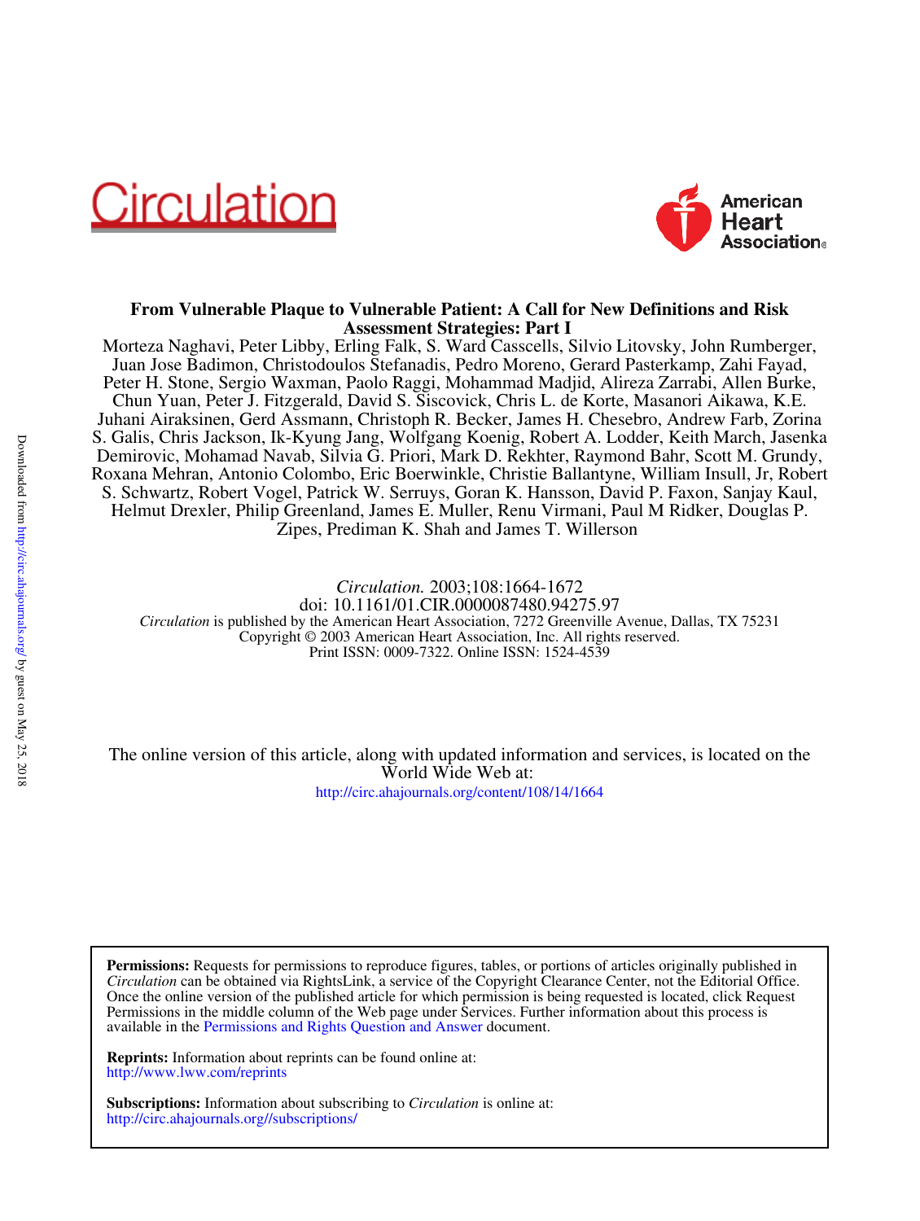# From Vulnerable Plaque to Vulnerable Patient: A Call for New Definitions and Risk Assessment Strategies: Part I

Morteza Naghavi, Peter Libby, Erling Falk, S. Ward Casscells, Silvio Litovsky, John Rumberger, Juan Jose Badimon, Christodoulos Stefanadis, Pedro Moreno, Gerard Pasterkamp, Zahi Fayad, Peter H. Stone, Sergio Waxman, Paolo Raggi, Mohammad Madjid, Alireza Zarrabi, Allen Burke, Chun Yuan, Peter J. Fitzgerald, David S. Siscovick, Chris L. de Korte, Masanori Aikawa, K.E. Juhani Airaksinen, Gerd Assmann, Christoph R. Becker, James H. Chesebro, Andrew Farb, Zorina S. Galis, Chris Jackson, Ik-Kyung Jang, Wolfgang Koenig, Robert A. Lodder, Keith March, Jasenka Demirovic, Mohamad Navab, Silvia G. Priori, Mark D. Rekhter, Raymond Bahr, Scott M. Grundy, Roxana Mehran, Antonio Colombo, Eric Boerwinkle, Christie Ballantyne, William Insull, Jr, Robert S. Schwartz, Robert Vogel, Patrick W. Serruys, Goran K. Hansson, David P. Faxon, Sanjay Kaul, Helmut Drexler, Philip Greenland, James E. Muller, Renu Virmani, Paul M Ridker, Douglas P. Zipes, Prediman K. Shah and James T. Willerson

*Circulation.* 2003;108:1664-1672
doi: 10.1161/01.CIR.0000087480.94275.97
*Circulation* is published by the American Heart Association, 7272 Greenville Avenue, Dallas, TX 75231
Copyright © 2003 American Heart Association, Inc. All rights reserved.
Print ISSN: 0009-7322. Online ISSN: 1524-4539

The online version of this article, along with updated information and services, is located on the World Wide Web at:
http://circ.ahajournals.org/content/108/14/1664

**Permissions:** Requests for permissions to reproduce figures, tables, or portions of articles originally published in *Circulation* can be obtained via RightsLink, a service of the Copyright Clearance Center, not the Editorial Office. Once the online version of the published article for which permission is being requested is located, click Request Permissions in the middle column of the Web page under Services. Further information about this process is available in the Permissions and Rights Question and Answer document.

**Reprints:** Information about reprints can be found online at:
http://www.lww.com/reprints

**Subscriptions:** Information about subscribing to *Circulation* is online at:
http://circ.ahajournals.org//subscriptions/